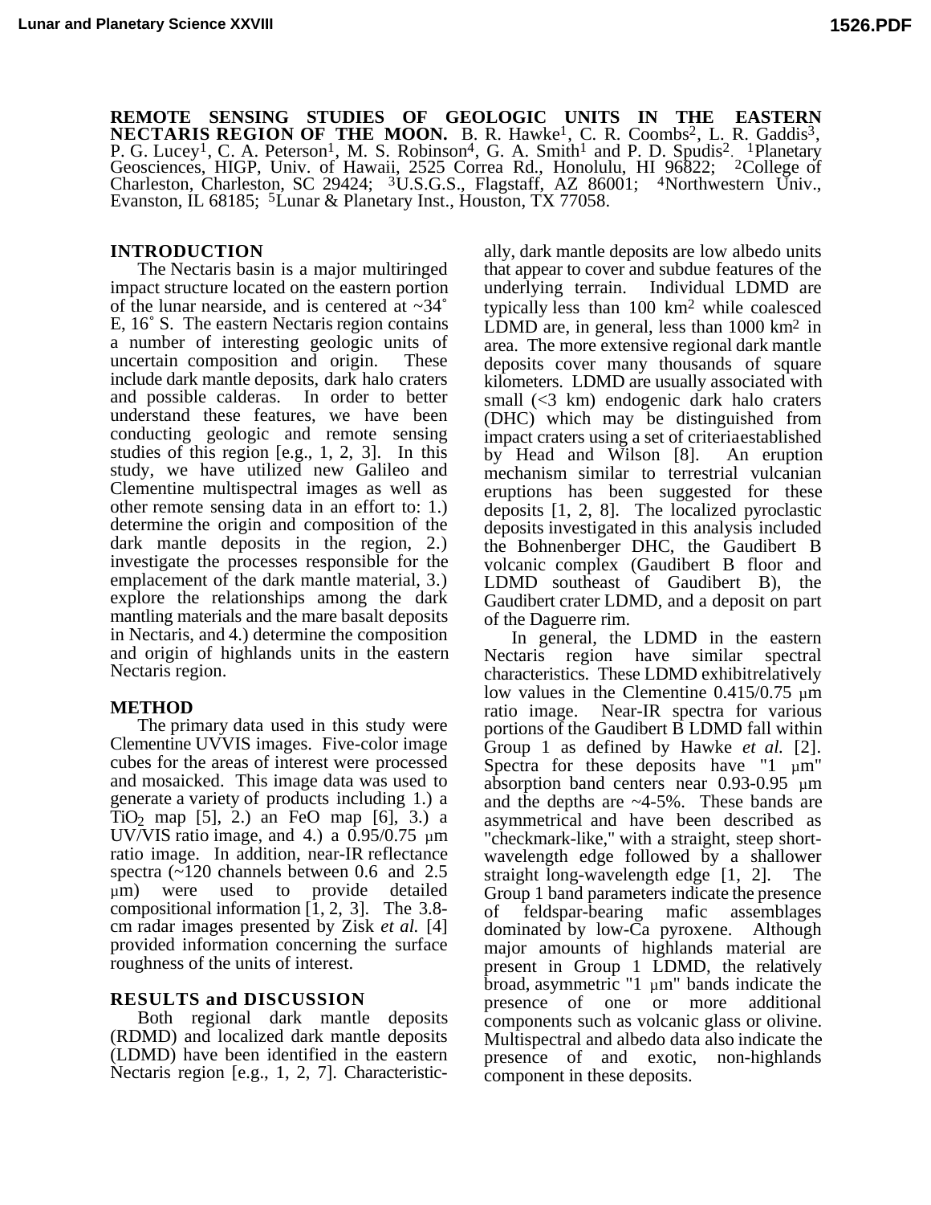**REMOTE SENSING STUDIES OF GEOLOGIC UNITS IN THE EASTERN NECTARIS REGION OF THE MOON.** B. R. Hawke[1], C. R. Coombs[2], L. R. Gaddis[3], P. G. Lucey[1], C. A. Peterson[1], M. S. Robinson[4], G. A. Smith[1] and P. D. Spudis[2]. [1]Planetary Geosciences, HIGP, Univ. of Hawaii, 2525 Correa Rd., Honolulu, HI 96822; [2]College of Charleston, Charleston, SC 29424; [3]U.S.G.S., Flagstaff, AZ 86001; [4]Northwestern Univ., Evanston, IL 68185; [5]Lunar & Planetary Inst., Houston, TX 77058.

## INTRODUCTION

The Nectaris basin is a major multiringed impact structure located on the eastern portion of the lunar nearside, and is centered at ~34˚ E, 16˚ S. The eastern Nectaris region contains a number of interesting geologic units of uncertain composition and origin. These include dark mantle deposits, dark halo craters and possible calderas. In order to better understand these features, we have been conducting geologic and remote sensing studies of this region [e.g., 1, 2, 3]. In this study, we have utilized new Galileo and Clementine multispectral images as well as other remote sensing data in an effort to: 1.) determine the origin and composition of the dark mantle deposits in the region, 2.) investigate the processes responsible for the emplacement of the dark mantle material, 3.) explore the relationships among the dark mantling materials and the mare basalt deposits in Nectaris, and 4.) determine the composition and origin of highlands units in the eastern Nectaris region.

## METHOD

The primary data used in this study were Clementine UVVIS images. Five-color image cubes for the areas of interest were processed and mosaicked. This image data was used to generate a variety of products including 1.) a $TiO_2$ map [5], 2.) an FeO map [6], 3.) a UV/VIS ratio image, and 4.) a 0.95/0.75 µm ratio image. In addition, near-IR reflectance spectra (~120 channels between 0.6 and 2.5 µm) were used to provide detailed compositional information [1, 2, 3]. The 3.8-cm radar images presented by Zisk *et al.* [4] provided information concerning the surface roughness of the units of interest.

## RESULTS and DISCUSSION

Both regional dark mantle deposits (RDMD) and localized dark mantle deposits (LDMD) have been identified in the eastern Nectaris region [e.g., 1, 2, 7]. Characteristically, dark mantle deposits are low albedo units that appear to cover and subdue features of the underlying terrain. Individual LDMD are typically less than 100 km$^2$ while coalesced LDMD are, in general, less than 1000 km$^2$ in area. The more extensive regional dark mantle deposits cover many thousands of square kilometers. LDMD are usually associated with small (<3 km) endogenic dark halo craters (DHC) which may be distinguished from impact craters using a set of criteria established by Head and Wilson [8]. An eruption mechanism similar to terrestrial vulcanian eruptions has been suggested for these deposits [1, 2, 8]. The localized pyroclastic deposits investigated in this analysis included the Bohnenberger DHC, the Gaudibert B volcanic complex (Gaudibert B floor and LDMD southeast of Gaudibert B), the Gaudibert crater LDMD, and a deposit on part of the Daguerre rim.

In general, the LDMD in the eastern Nectaris region have similar spectral characteristics. These LDMD exhibitrelatively low values in the Clementine 0.415/0.75 µm ratio image. Near-IR spectra for various portions of the Gaudibert B LDMD fall within Group 1 as defined by Hawke *et al.* [2]. Spectra for these deposits have "1 µm" absorption band centers near 0.93-0.95 µm and the depths are ~4-5%. These bands are asymmetrical and have been described as "checkmark-like," with a straight, steep short-wavelength edge followed by a shallower straight long-wavelength edge [1, 2]. The Group 1 band parameters indicate the presence of feldspar-bearing mafic assemblages dominated by low-Ca pyroxene. Although major amounts of highlands material are present in Group 1 LDMD, the relatively broad, asymmetric "1 µm" bands indicate the presence of one or more additional components such as volcanic glass or olivine. Multispectral and albedo data also indicate the presence of and exotic, non-highlands component in these deposits.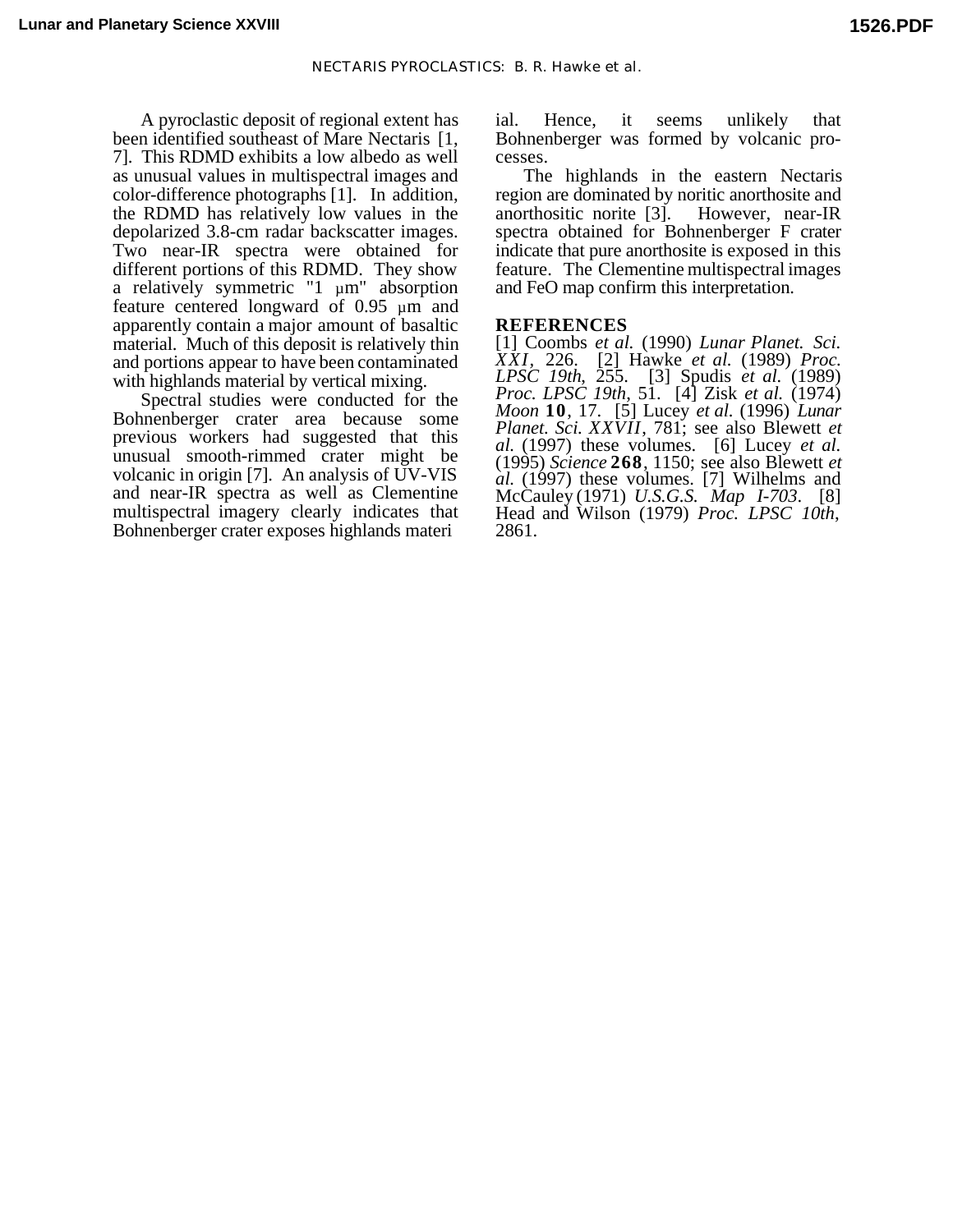A pyroclastic deposit of regional extent has been identified southeast of Mare Nectaris [1, 7]. This RDMD exhibits a low albedo as well as unusual values in multispectral images and color-difference photographs [1]. In addition, the RDMD has relatively low values in the depolarized 3.8-cm radar backscatter images. Two near-IR spectra were obtained for different portions of this RDMD. They show a relatively symmetric "1 µm" absorption feature centered longward of 0.95 µm and apparently contain a major amount of basaltic material. Much of this deposit is relatively thin and portions appear to have been contaminated with highlands material by vertical mixing.

Spectral studies were conducted for the Bohnenberger crater area because some previous workers had suggested that this unusual smooth-rimmed crater might be volcanic in origin [7]. An analysis of UV-VIS and near-IR spectra as well as Clementine multispectral imagery clearly indicates that Bohnenberger crater exposes highlands material. Hence, it seems unlikely that Bohnenberger was formed by volcanic processes.

The highlands in the eastern Nectaris region are dominated by noritic anorthosite and anorthositic norite [3]. However, near-IR spectra obtained for Bohnenberger F crater indicate that pure anorthosite is exposed in this feature. The Clementine multispectral images and FeO map confirm this interpretation.

## REFERENCES

[1] Coombs *et al.* (1990) *Lunar Planet. Sci. XXI*, 226. [2] Hawke *et al.* (1989) *Proc. LPSC 19th*, 255. [3] Spudis *et al.* (1989) *Proc. LPSC 19th*, 51. [4] Zisk *et al.* (1974) *Moon* **10**, 17. [5] Lucey *et al.* (1996) *Lunar Planet. Sci. XXVII*, 781; see also Blewett *et al.* (1997) these volumes. [6] Lucey *et al.* (1995) *Science* **268**, 1150; see also Blewett *et al.* (1997) these volumes. [7] Wilhelms and McCauley (1971) *U.S.G.S. Map I-703*. [8] Head and Wilson (1979) *Proc. LPSC 10th*, 2861.